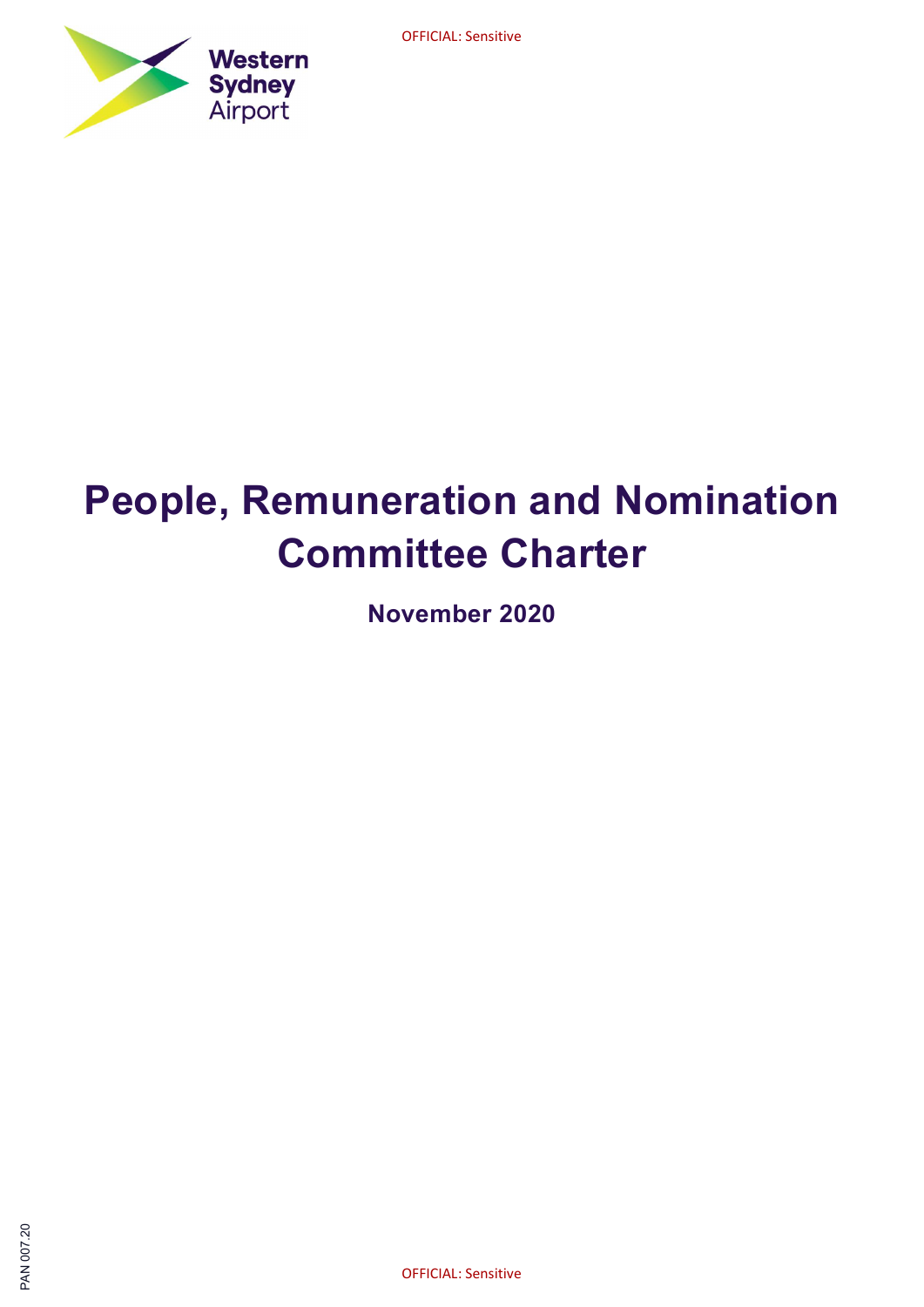OFFICIAL: Sensitive

Western Sydney Airport

# People, Remuneration and Nomination Committee Charter

**November 2020**

PAN 007.20

OFFICIAL: Sensitive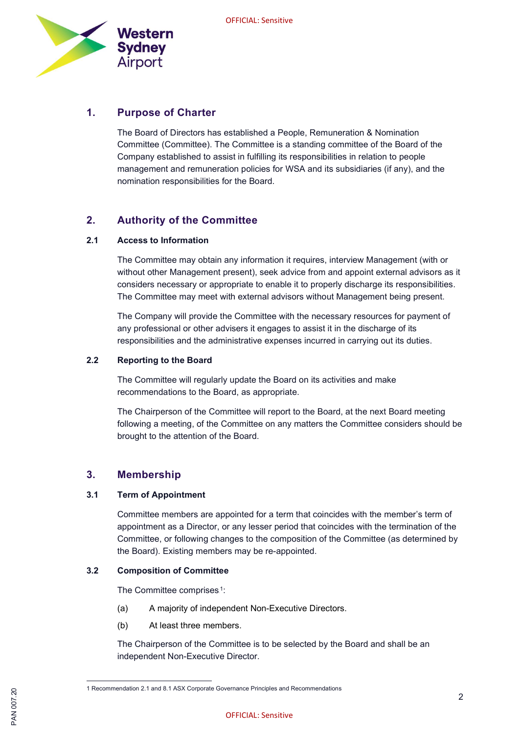## 1. Purpose of Charter

The Board of Directors has established a People, Remuneration & Nomination Committee (Committee). The Committee is a standing committee of the Board of the Company established to assist in fulfilling its responsibilities in relation to people management and remuneration policies for WSA and its subsidiaries (if any), and the nomination responsibilities for the Board.

## 2. Authority of the Committee

### 2.1 Access to Information

The Committee may obtain any information it requires, interview Management (with or without other Management present), seek advice from and appoint external advisors as it considers necessary or appropriate to enable it to properly discharge its responsibilities. The Committee may meet with external advisors without Management being present.

The Company will provide the Committee with the necessary resources for payment of any professional or other advisers it engages to assist it in the discharge of its responsibilities and the administrative expenses incurred in carrying out its duties.

### 2.2 Reporting to the Board

The Committee will regularly update the Board on its activities and make recommendations to the Board, as appropriate.

The Chairperson of the Committee will report to the Board, at the next Board meeting following a meeting, of the Committee on any matters the Committee considers should be brought to the attention of the Board.

## 3. Membership

### 3.1 Term of Appointment

Committee members are appointed for a term that coincides with the member's term of appointment as a Director, or any lesser period that coincides with the termination of the Committee, or following changes to the composition of the Committee (as determined by the Board). Existing members may be re-appointed.

### 3.2 Composition of Committee

The Committee comprises[1]:

(a) A majority of independent Non-Executive Directors.

(b) At least three members.

The Chairperson of the Committee is to be selected by the Board and shall be an independent Non-Executive Director.

---

1 Recommendation 2.1 and 8.1 ASX Corporate Governance Principles and Recommendations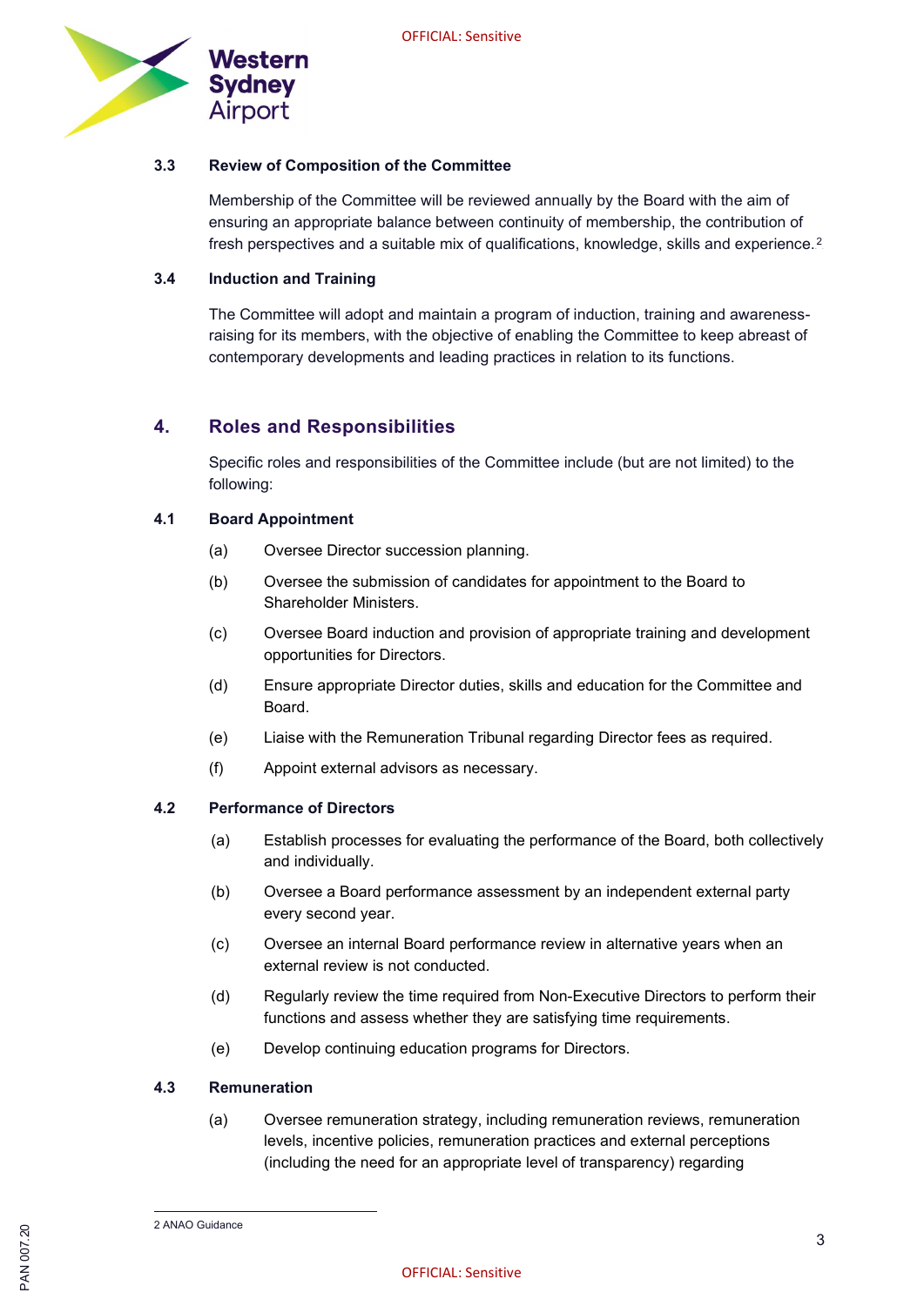### 3.3 Review of Composition of the Committee

Membership of the Committee will be reviewed annually by the Board with the aim of ensuring an appropriate balance between continuity of membership, the contribution of fresh perspectives and a suitable mix of qualifications, knowledge, skills and experience.[2]

### 3.4 Induction and Training

The Committee will adopt and maintain a program of induction, training and awareness-raising for its members, with the objective of enabling the Committee to keep abreast of contemporary developments and leading practices in relation to its functions.

## 4. Roles and Responsibilities

Specific roles and responsibilities of the Committee include (but are not limited) to the following:

### 4.1 Board Appointment

(a) Oversee Director succession planning.

(b) Oversee the submission of candidates for appointment to the Board to Shareholder Ministers.

(c) Oversee Board induction and provision of appropriate training and development opportunities for Directors.

(d) Ensure appropriate Director duties, skills and education for the Committee and Board.

(e) Liaise with the Remuneration Tribunal regarding Director fees as required.

(f) Appoint external advisors as necessary.

### 4.2 Performance of Directors

(a) Establish processes for evaluating the performance of the Board, both collectively and individually.

(b) Oversee a Board performance assessment by an independent external party every second year.

(c) Oversee an internal Board performance review in alternative years when an external review is not conducted.

(d) Regularly review the time required from Non-Executive Directors to perform their functions and assess whether they are satisfying time requirements.

(e) Develop continuing education programs for Directors.

### 4.3 Remuneration

(a) Oversee remuneration strategy, including remuneration reviews, remuneration levels, incentive policies, remuneration practices and external perceptions (including the need for an appropriate level of transparency) regarding

---

2 ANAO Guidance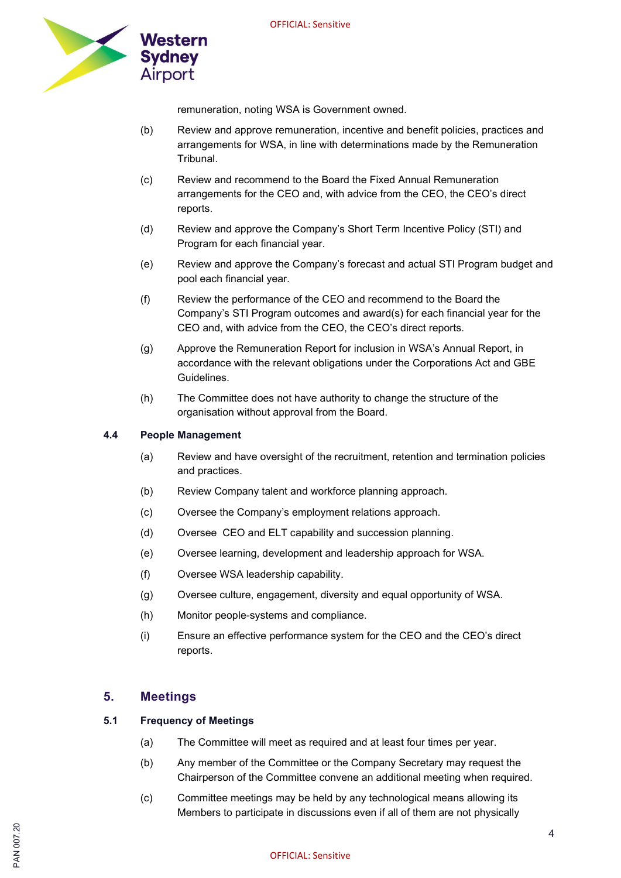remuneration, noting WSA is Government owned.

(b) Review and approve remuneration, incentive and benefit policies, practices and arrangements for WSA, in line with determinations made by the Remuneration Tribunal.

(c) Review and recommend to the Board the Fixed Annual Remuneration arrangements for the CEO and, with advice from the CEO, the CEO's direct reports.

(d) Review and approve the Company's Short Term Incentive Policy (STI) and Program for each financial year.

(e) Review and approve the Company's forecast and actual STI Program budget and pool each financial year.

(f) Review the performance of the CEO and recommend to the Board the Company's STI Program outcomes and award(s) for each financial year for the CEO and, with advice from the CEO, the CEO's direct reports.

(g) Approve the Remuneration Report for inclusion in WSA's Annual Report, in accordance with the relevant obligations under the Corporations Act and GBE Guidelines.

(h) The Committee does not have authority to change the structure of the organisation without approval from the Board.

### 4.4 People Management

(a) Review and have oversight of the recruitment, retention and termination policies and practices.

(b) Review Company talent and workforce planning approach.

(c) Oversee the Company's employment relations approach.

(d) Oversee CEO and ELT capability and succession planning.

(e) Oversee learning, development and leadership approach for WSA.

(f) Oversee WSA leadership capability.

(g) Oversee culture, engagement, diversity and equal opportunity of WSA.

(h) Monitor people-systems and compliance.

(i) Ensure an effective performance system for the CEO and the CEO's direct reports.

## 5. Meetings

### 5.1 Frequency of Meetings

(a) The Committee will meet as required and at least four times per year.

(b) Any member of the Committee or the Company Secretary may request the Chairperson of the Committee convene an additional meeting when required.

(c) Committee meetings may be held by any technological means allowing its Members to participate in discussions even if all of them are not physically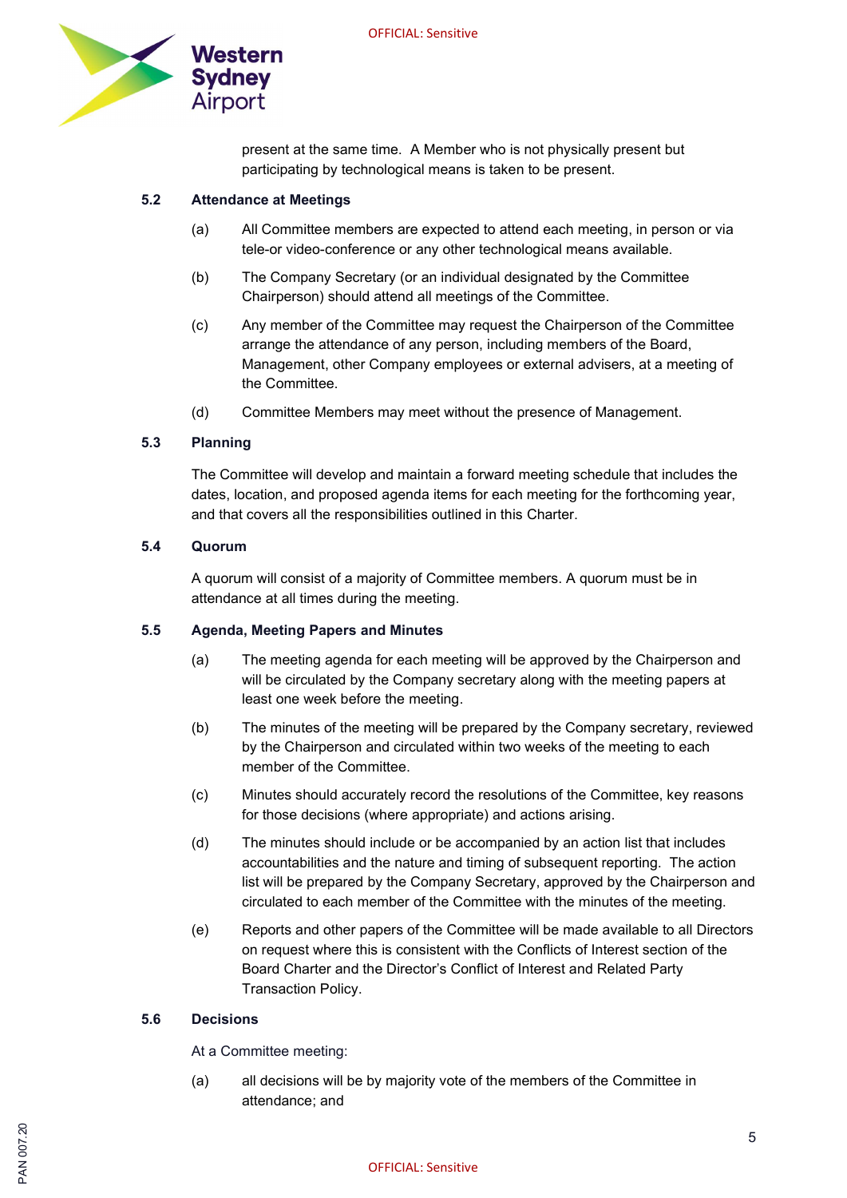present at the same time. A Member who is not physically present but participating by technological means is taken to be present.

### 5.2 Attendance at Meetings

(a) All Committee members are expected to attend each meeting, in person or via tele-or video-conference or any other technological means available.

(b) The Company Secretary (or an individual designated by the Committee Chairperson) should attend all meetings of the Committee.

(c) Any member of the Committee may request the Chairperson of the Committee arrange the attendance of any person, including members of the Board, Management, other Company employees or external advisers, at a meeting of the Committee.

(d) Committee Members may meet without the presence of Management.

### 5.3 Planning

The Committee will develop and maintain a forward meeting schedule that includes the dates, location, and proposed agenda items for each meeting for the forthcoming year, and that covers all the responsibilities outlined in this Charter.

### 5.4 Quorum

A quorum will consist of a majority of Committee members. A quorum must be in attendance at all times during the meeting.

### 5.5 Agenda, Meeting Papers and Minutes

(a) The meeting agenda for each meeting will be approved by the Chairperson and will be circulated by the Company secretary along with the meeting papers at least one week before the meeting.

(b) The minutes of the meeting will be prepared by the Company secretary, reviewed by the Chairperson and circulated within two weeks of the meeting to each member of the Committee.

(c) Minutes should accurately record the resolutions of the Committee, key reasons for those decisions (where appropriate) and actions arising.

(d) The minutes should include or be accompanied by an action list that includes accountabilities and the nature and timing of subsequent reporting. The action list will be prepared by the Company Secretary, approved by the Chairperson and circulated to each member of the Committee with the minutes of the meeting.

(e) Reports and other papers of the Committee will be made available to all Directors on request where this is consistent with the Conflicts of Interest section of the Board Charter and the Director's Conflict of Interest and Related Party Transaction Policy.

### 5.6 Decisions

At a Committee meeting:

(a) all decisions will be by majority vote of the members of the Committee in attendance; and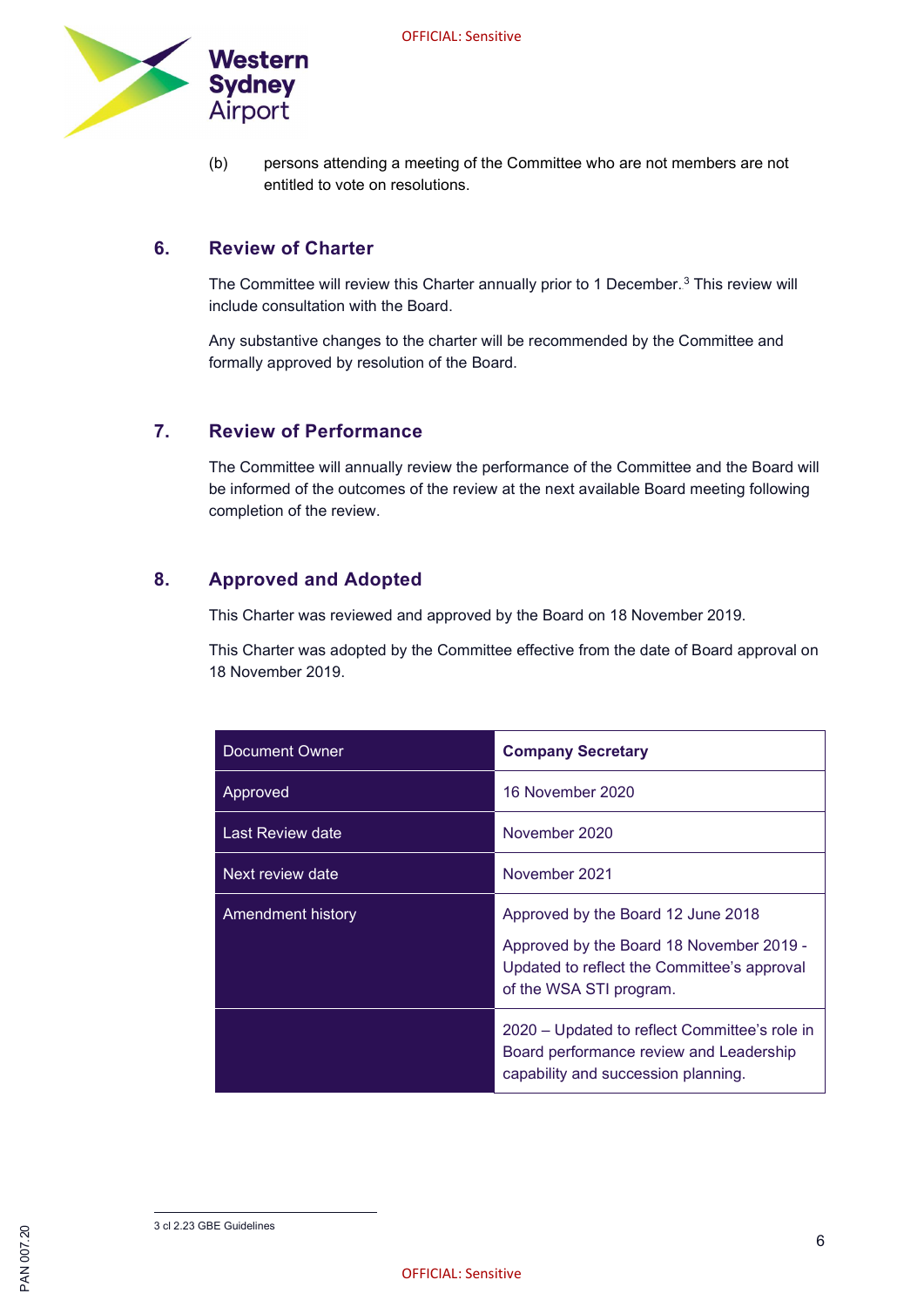(b) persons attending a meeting of the Committee who are not members are not entitled to vote on resolutions.

## 6. Review of Charter

The Committee will review this Charter annually prior to 1 December.[3] This review will include consultation with the Board.

Any substantive changes to the charter will be recommended by the Committee and formally approved by resolution of the Board.

## 7. Review of Performance

The Committee will annually review the performance of the Committee and the Board will be informed of the outcomes of the review at the next available Board meeting following completion of the review.

## 8. Approved and Adopted

This Charter was reviewed and approved by the Board on 18 November 2019.

This Charter was adopted by the Committee effective from the date of Board approval on 18 November 2019.

| | |
|---|---|
| Document Owner | **Company Secretary** |
| Approved | 16 November 2020 |
| Last Review date | November 2020 |
| Next review date | November 2021 |
| Amendment history | Approved by the Board 12 June 2018<br><br>Approved by the Board 18 November 2019 - Updated to reflect the Committee's approval of the WSA STI program. |
| | 2020 – Updated to reflect Committee's role in Board performance review and Leadership capability and succession planning. |

3 cl 2.23 GBE Guidelines